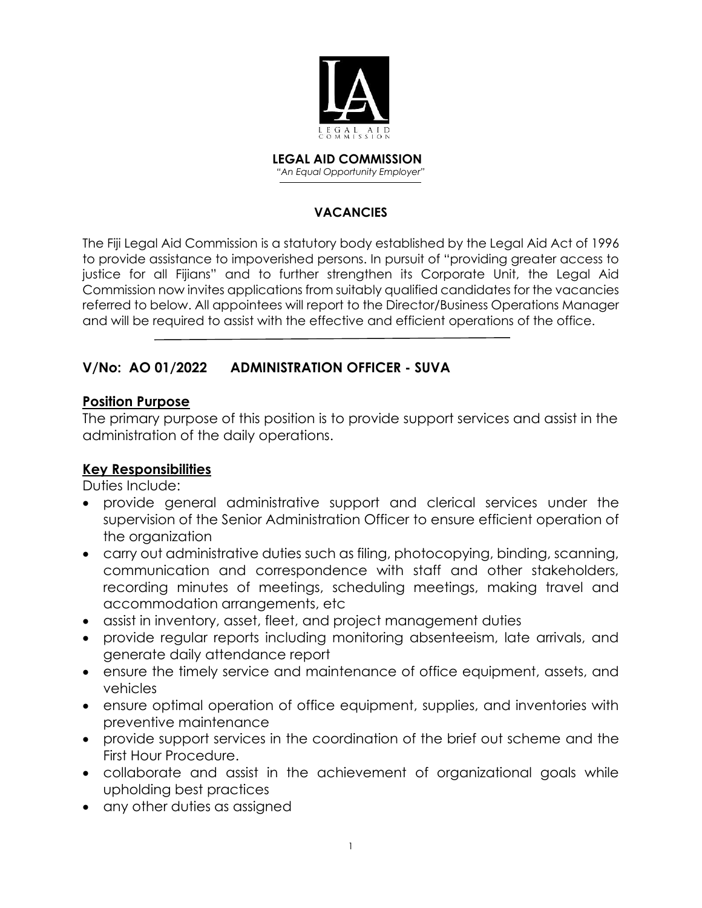LEGAL AID COMMISSION

**LEGAL AID COMMISSION**

*"An Equal Opportunity Employer"*

## VACANCIES

The Fiji Legal Aid Commission is a statutory body established by the Legal Aid Act of 1996 to provide assistance to impoverished persons. In pursuit of "providing greater access to justice for all Fijians" and to further strengthen its Corporate Unit, the Legal Aid Commission now invites applications from suitably qualified candidates for the vacancies referred to below. All appointees will report to the Director/Business Operations Manager and will be required to assist with the effective and efficient operations of the office.

## V/No: AO 01/2022 ADMINISTRATION OFFICER - SUVA

### Position Purpose

The primary purpose of this position is to provide support services and assist in the administration of the daily operations.

### Key Responsibilities

Duties Include:

- provide general administrative support and clerical services under the supervision of the Senior Administration Officer to ensure efficient operation of the organization
- carry out administrative duties such as filing, photocopying, binding, scanning, communication and correspondence with staff and other stakeholders, recording minutes of meetings, scheduling meetings, making travel and accommodation arrangements, etc
- assist in inventory, asset, fleet, and project management duties
- provide regular reports including monitoring absenteeism, late arrivals, and generate daily attendance report
- ensure the timely service and maintenance of office equipment, assets, and vehicles
- ensure optimal operation of office equipment, supplies, and inventories with preventive maintenance
- provide support services in the coordination of the brief out scheme and the First Hour Procedure.
- collaborate and assist in the achievement of organizational goals while upholding best practices
- any other duties as assigned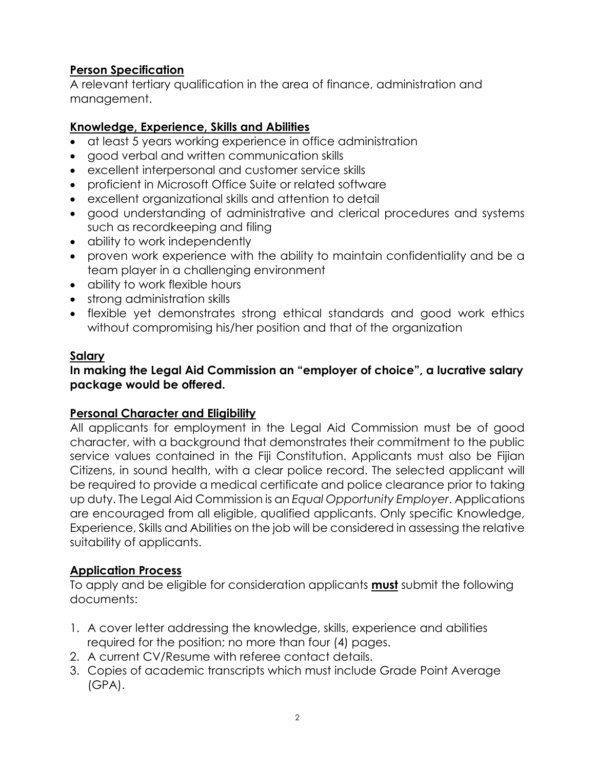## Person Specification

A relevant tertiary qualification in the area of finance, administration and management.

## Knowledge, Experience, Skills and Abilities

- at least 5 years working experience in office administration
- good verbal and written communication skills
- excellent interpersonal and customer service skills
- proficient in Microsoft Office Suite or related software
- excellent organizational skills and attention to detail
- good understanding of administrative and clerical procedures and systems such as recordkeeping and filing
- ability to work independently
- proven work experience with the ability to maintain confidentiality and be a team player in a challenging environment
- ability to work flexible hours
- strong administration skills
- flexible yet demonstrates strong ethical standards and good work ethics without compromising his/her position and that of the organization

## Salary

**In making the Legal Aid Commission an "employer of choice", a lucrative salary package would be offered.**

## Personal Character and Eligibility

All applicants for employment in the Legal Aid Commission must be of good character, with a background that demonstrates their commitment to the public service values contained in the Fiji Constitution. Applicants must also be Fijian Citizens, in sound health, with a clear police record. The selected applicant will be required to provide a medical certificate and police clearance prior to taking up duty. The Legal Aid Commission is an *Equal Opportunity Employer*. Applications are encouraged from all eligible, qualified applicants. Only specific Knowledge, Experience, Skills and Abilities on the job will be considered in assessing the relative suitability of applicants.

## Application Process

To apply and be eligible for consideration applicants **must** submit the following documents:

1. A cover letter addressing the knowledge, skills, experience and abilities required for the position; no more than four (4) pages.
2. A current CV/Resume with referee contact details.
3. Copies of academic transcripts which must include Grade Point Average (GPA).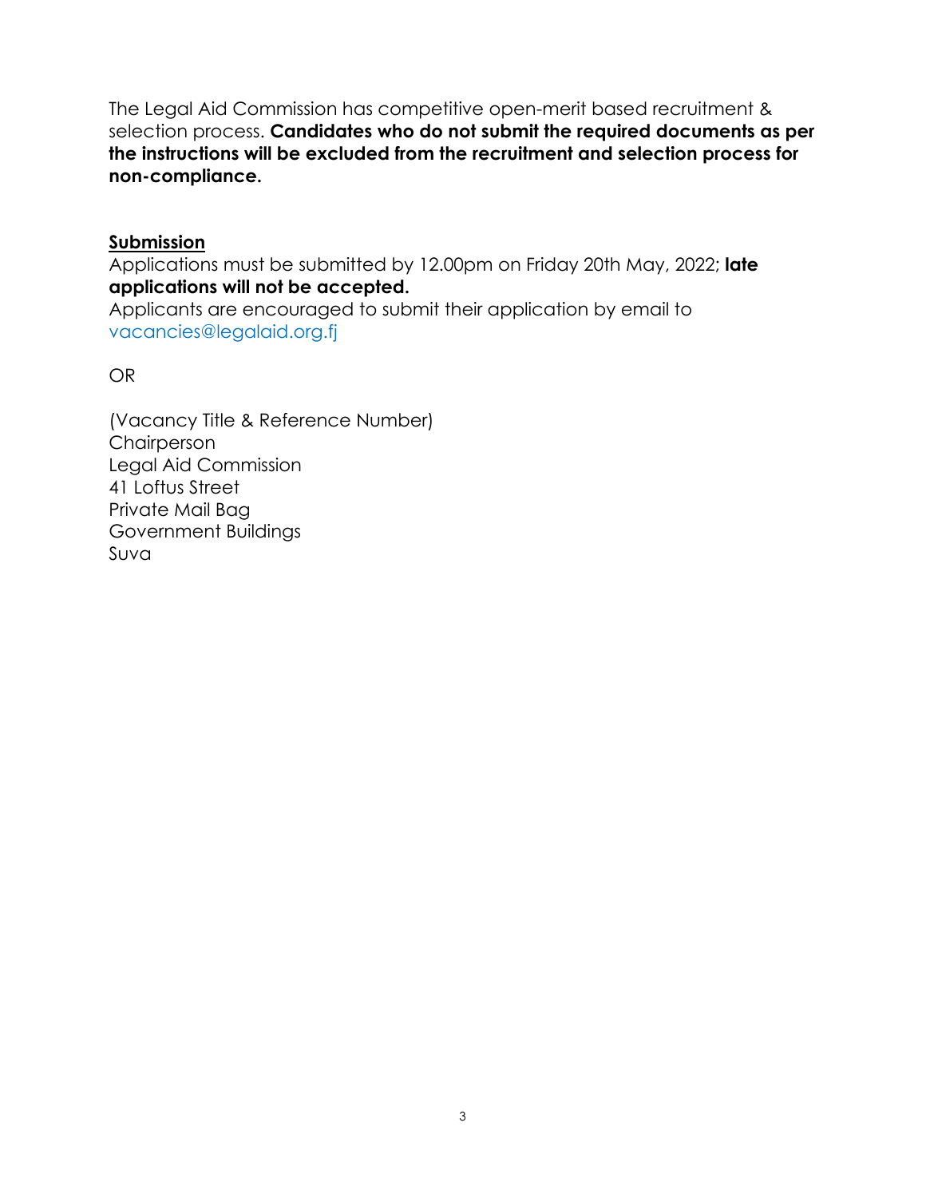The Legal Aid Commission has competitive open-merit based recruitment & selection process. **Candidates who do not submit the required documents as per the instructions will be excluded from the recruitment and selection process for non-compliance.**

**Submission**

Applications must be submitted by 12.00pm on Friday 20th May, 2022; **late applications will not be accepted.**

Applicants are encouraged to submit their application by email to vacancies@legalaid.org.fj

OR

(Vacancy Title & Reference Number)
Chairperson
Legal Aid Commission
41 Loftus Street
Private Mail Bag
Government Buildings
Suva